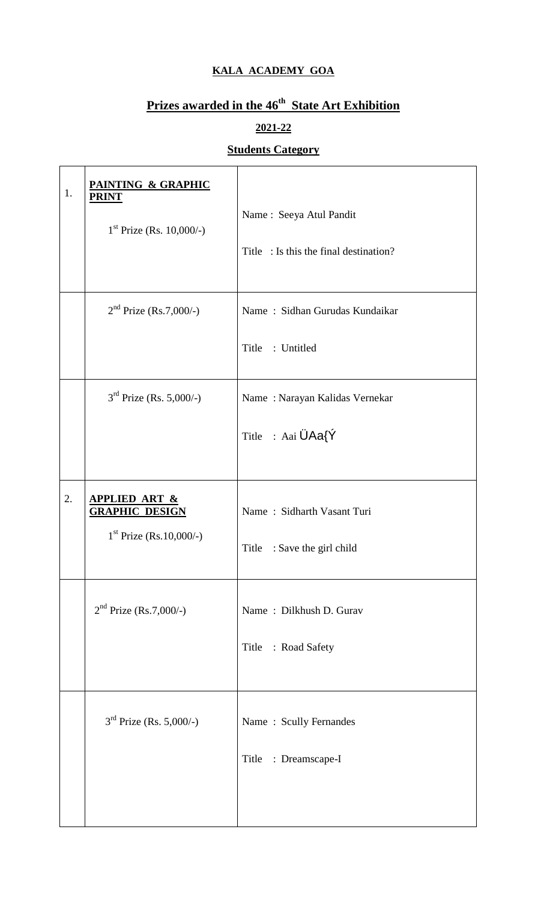# KALA ACADEMY GOA

## Prizes awarded in the 46th State Art Exhibition

### 2021-22

### Students Category

| | | |
|---|---|---|
| 1. | **PAINTING & GRAPHIC PRINT**<br>1st Prize (Rs. 10,000/-) | Name : Seeya Atul Pandit<br>Title : Is this the final destination? |
| | 2nd Prize (Rs.7,000/-) | Name : Sidhan Gurudas Kundaikar<br>Title : Untitled |
| | 3rd Prize (Rs. 5,000/-) | Name : Narayan Kalidas Vernekar<br>Title : Aai ÜAa{Ý |
| 2. | **APPLIED ART & GRAPHIC DESIGN**<br>1st Prize (Rs.10,000/-) | Name : Sidharth Vasant Turi<br>Title : Save the girl child |
| | 2nd Prize (Rs.7,000/-) | Name : Dilkhush D. Gurav<br>Title : Road Safety |
| | 3rd Prize (Rs. 5,000/-) | Name : Scully Fernandes<br>Title : Dreamscape-I |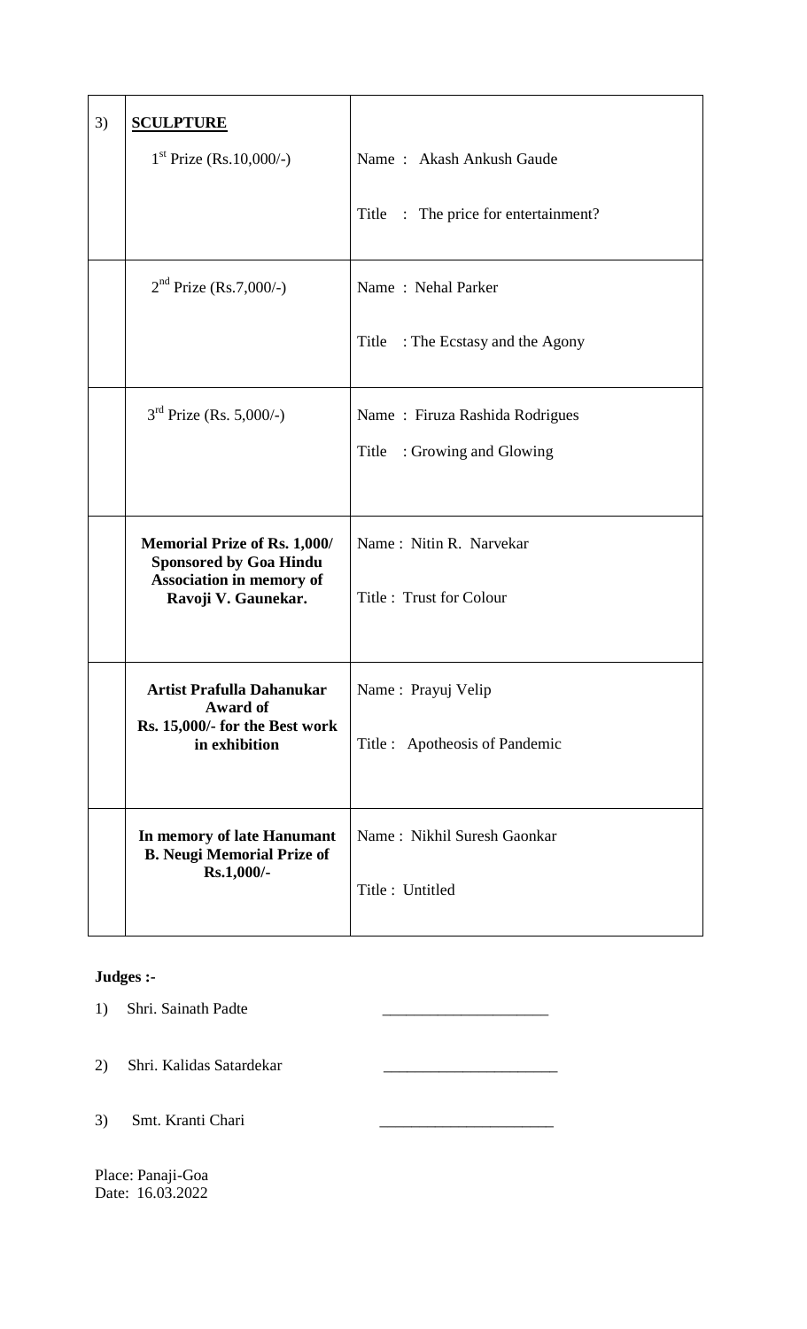| | | |
|---|---|---|
| 3) | **SCULPTURE** | |
| | 1st Prize (Rs.10,000/-) | Name : Akash Ankush Gaude<br>Title : The price for entertainment? |
| | 2nd Prize (Rs.7,000/-) | Name : Nehal Parker<br>Title : The Ecstasy and the Agony |
| | 3rd Prize (Rs. 5,000/-) | Name : Firuza Rashida Rodrigues<br>Title : Growing and Glowing |
| | **Memorial Prize of Rs. 1,000/ Sponsored by Goa Hindu Association in memory of Ravoji V. Gaunekar.** | Name : Nitin R. Narvekar<br>Title : Trust for Colour |
| | **Artist Prafulla Dahanukar Award of Rs. 15,000/- for the Best work in exhibition** | Name : Prayuj Velip<br>Title : Apotheosis of Pandemic |
| | **In memory of late Hanumant B. Neugi Memorial Prize of Rs.1,000/-** | Name : Nikhil Suresh Gaonkar<br>Title : Untitled |

**Judges :-**

1) Shri. Sainath Padte ____________________

2) Shri. Kalidas Satardekar ______________________

3) Smt. Kranti Chari ______________________

Place: Panaji-Goa
Date: 16.03.2022